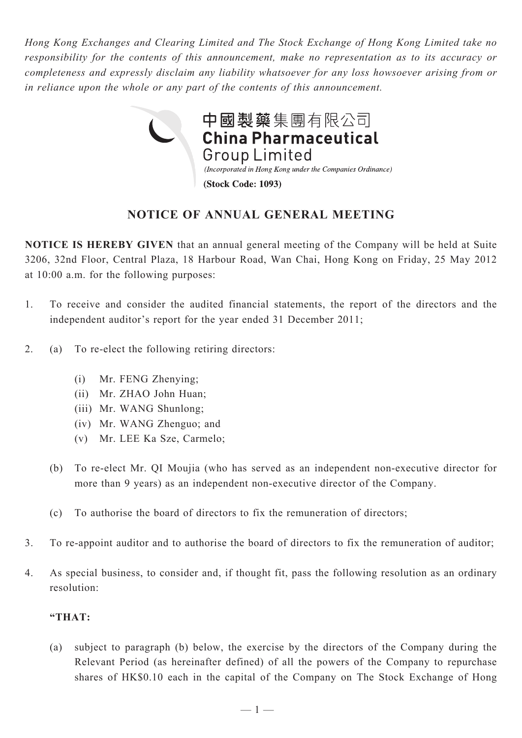*Hong Kong Exchanges and Clearing Limited and The Stock Exchange of Hong Kong Limited take no responsibility for the contents of this announcement, make no representation as to its accuracy or completeness and expressly disclaim any liability whatsoever for any loss howsoever arising from or in reliance upon the whole or any part of the contents of this announcement.*

中國製藥集團有限公司
**China Pharmaceutical Group Limited**

*(Incorporated in Hong Kong under the Companies Ordinance)*

**(Stock Code: 1093)**

# NOTICE OF ANNUAL GENERAL MEETING

**NOTICE IS HEREBY GIVEN** that an annual general meeting of the Company will be held at Suite 3206, 32nd Floor, Central Plaza, 18 Harbour Road, Wan Chai, Hong Kong on Friday, 25 May 2012 at 10:00 a.m. for the following purposes:

1. To receive and consider the audited financial statements, the report of the directors and the independent auditor's report for the year ended 31 December 2011;

2. (a) To re-elect the following retiring directors:

   (i) Mr. FENG Zhenying;
   (ii) Mr. ZHAO John Huan;
   (iii) Mr. WANG Shunlong;
   (iv) Mr. WANG Zhenguo; and
   (v) Mr. LEE Ka Sze, Carmelo;

   (b) To re-elect Mr. QI Moujia (who has served as an independent non-executive director for more than 9 years) as an independent non-executive director of the Company.

   (c) To authorise the board of directors to fix the remuneration of directors;

3. To re-appoint auditor and to authorise the board of directors to fix the remuneration of auditor;

4. As special business, to consider and, if thought fit, pass the following resolution as an ordinary resolution:

   **"THAT:**

   (a) subject to paragraph (b) below, the exercise by the directors of the Company during the Relevant Period (as hereinafter defined) of all the powers of the Company to repurchase shares of HK$0.10 each in the capital of the Company on The Stock Exchange of Hong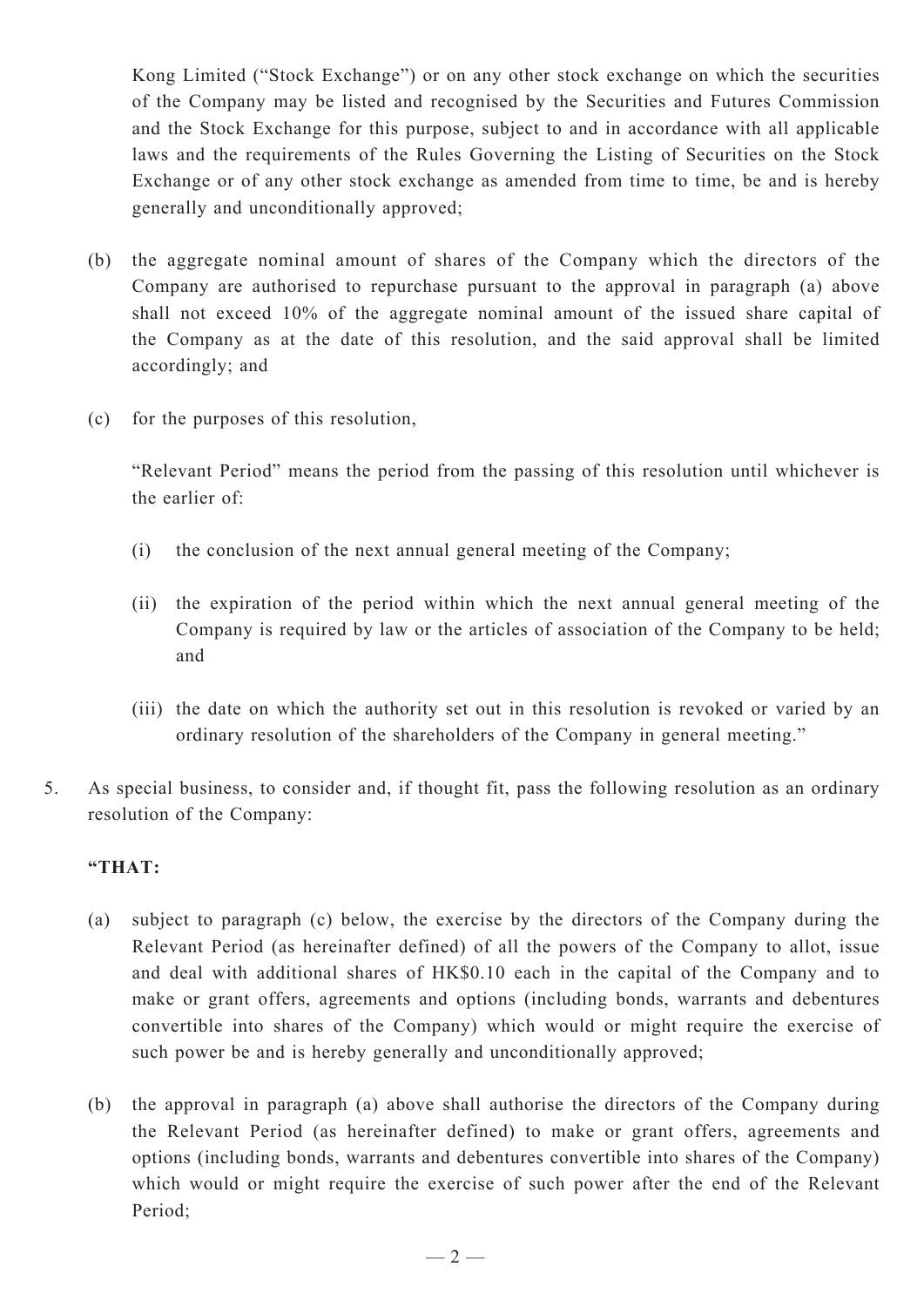Kong Limited ("Stock Exchange") or on any other stock exchange on which the securities of the Company may be listed and recognised by the Securities and Futures Commission and the Stock Exchange for this purpose, subject to and in accordance with all applicable laws and the requirements of the Rules Governing the Listing of Securities on the Stock Exchange or of any other stock exchange as amended from time to time, be and is hereby generally and unconditionally approved;

(b) the aggregate nominal amount of shares of the Company which the directors of the Company are authorised to repurchase pursuant to the approval in paragraph (a) above shall not exceed 10% of the aggregate nominal amount of the issued share capital of the Company as at the date of this resolution, and the said approval shall be limited accordingly; and

(c) for the purposes of this resolution,

"Relevant Period" means the period from the passing of this resolution until whichever is the earlier of:

(i) the conclusion of the next annual general meeting of the Company;

(ii) the expiration of the period within which the next annual general meeting of the Company is required by law or the articles of association of the Company to be held; and

(iii) the date on which the authority set out in this resolution is revoked or varied by an ordinary resolution of the shareholders of the Company in general meeting."

5. As special business, to consider and, if thought fit, pass the following resolution as an ordinary resolution of the Company:

**"THAT:**

(a) subject to paragraph (c) below, the exercise by the directors of the Company during the Relevant Period (as hereinafter defined) of all the powers of the Company to allot, issue and deal with additional shares of HK$0.10 each in the capital of the Company and to make or grant offers, agreements and options (including bonds, warrants and debentures convertible into shares of the Company) which would or might require the exercise of such power be and is hereby generally and unconditionally approved;

(b) the approval in paragraph (a) above shall authorise the directors of the Company during the Relevant Period (as hereinafter defined) to make or grant offers, agreements and options (including bonds, warrants and debentures convertible into shares of the Company) which would or might require the exercise of such power after the end of the Relevant Period;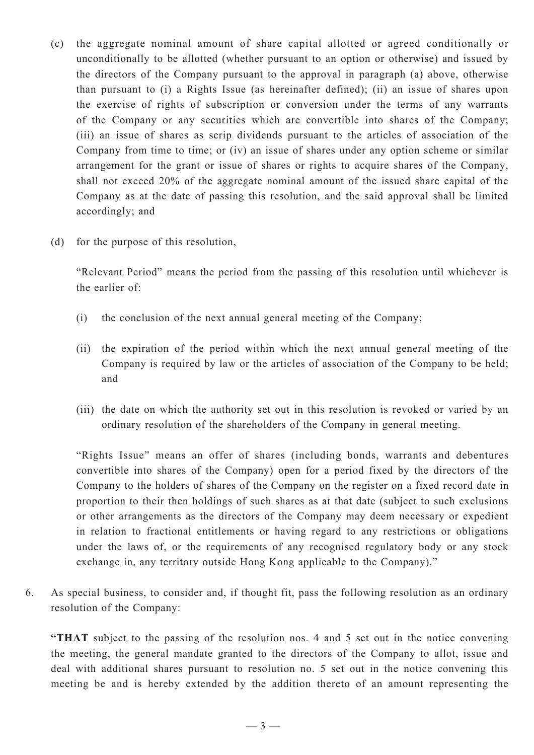(c) the aggregate nominal amount of share capital allotted or agreed conditionally or unconditionally to be allotted (whether pursuant to an option or otherwise) and issued by the directors of the Company pursuant to the approval in paragraph (a) above, otherwise than pursuant to (i) a Rights Issue (as hereinafter defined); (ii) an issue of shares upon the exercise of rights of subscription or conversion under the terms of any warrants of the Company or any securities which are convertible into shares of the Company; (iii) an issue of shares as scrip dividends pursuant to the articles of association of the Company from time to time; or (iv) an issue of shares under any option scheme or similar arrangement for the grant or issue of shares or rights to acquire shares of the Company, shall not exceed 20% of the aggregate nominal amount of the issued share capital of the Company as at the date of passing this resolution, and the said approval shall be limited accordingly; and

(d) for the purpose of this resolution,

"Relevant Period" means the period from the passing of this resolution until whichever is the earlier of:

(i) the conclusion of the next annual general meeting of the Company;

(ii) the expiration of the period within which the next annual general meeting of the Company is required by law or the articles of association of the Company to be held; and

(iii) the date on which the authority set out in this resolution is revoked or varied by an ordinary resolution of the shareholders of the Company in general meeting.

"Rights Issue" means an offer of shares (including bonds, warrants and debentures convertible into shares of the Company) open for a period fixed by the directors of the Company to the holders of shares of the Company on the register on a fixed record date in proportion to their then holdings of such shares as at that date (subject to such exclusions or other arrangements as the directors of the Company may deem necessary or expedient in relation to fractional entitlements or having regard to any restrictions or obligations under the laws of, or the requirements of any recognised regulatory body or any stock exchange in, any territory outside Hong Kong applicable to the Company)."

6. As special business, to consider and, if thought fit, pass the following resolution as an ordinary resolution of the Company:

**"THAT** subject to the passing of the resolution nos. 4 and 5 set out in the notice convening the meeting, the general mandate granted to the directors of the Company to allot, issue and deal with additional shares pursuant to resolution no. 5 set out in the notice convening this meeting be and is hereby extended by the addition thereto of an amount representing the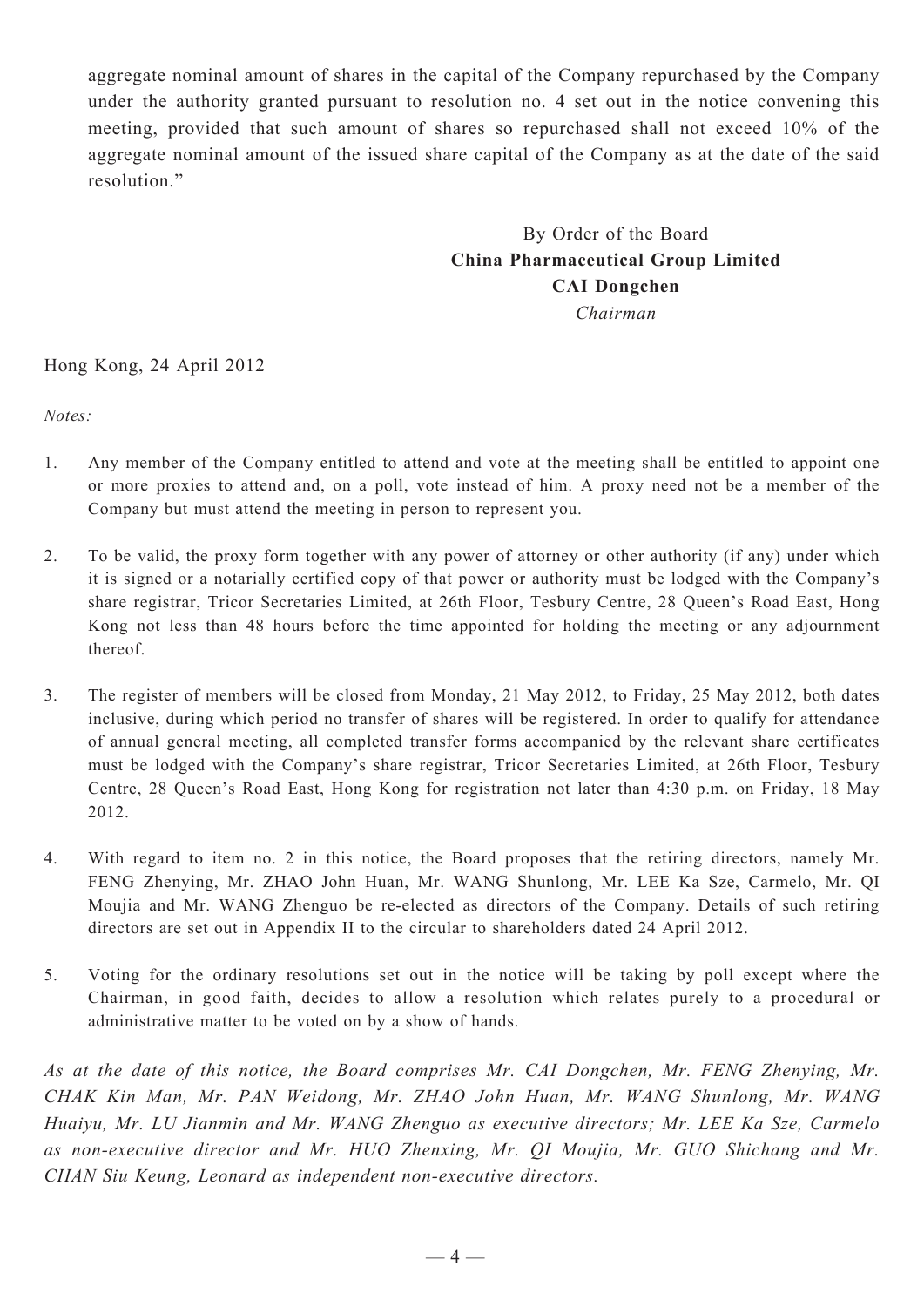aggregate nominal amount of shares in the capital of the Company repurchased by the Company under the authority granted pursuant to resolution no. 4 set out in the notice convening this meeting, provided that such amount of shares so repurchased shall not exceed 10% of the aggregate nominal amount of the issued share capital of the Company as at the date of the said resolution."

By Order of the Board
**China Pharmaceutical Group Limited**
**CAI Dongchen**
*Chairman*

Hong Kong, 24 April 2012

*Notes:*

1. Any member of the Company entitled to attend and vote at the meeting shall be entitled to appoint one or more proxies to attend and, on a poll, vote instead of him. A proxy need not be a member of the Company but must attend the meeting in person to represent you.

2. To be valid, the proxy form together with any power of attorney or other authority (if any) under which it is signed or a notarially certified copy of that power or authority must be lodged with the Company's share registrar, Tricor Secretaries Limited, at 26th Floor, Tesbury Centre, 28 Queen's Road East, Hong Kong not less than 48 hours before the time appointed for holding the meeting or any adjournment thereof.

3. The register of members will be closed from Monday, 21 May 2012, to Friday, 25 May 2012, both dates inclusive, during which period no transfer of shares will be registered. In order to qualify for attendance of annual general meeting, all completed transfer forms accompanied by the relevant share certificates must be lodged with the Company's share registrar, Tricor Secretaries Limited, at 26th Floor, Tesbury Centre, 28 Queen's Road East, Hong Kong for registration not later than 4:30 p.m. on Friday, 18 May 2012.

4. With regard to item no. 2 in this notice, the Board proposes that the retiring directors, namely Mr. FENG Zhenying, Mr. ZHAO John Huan, Mr. WANG Shunlong, Mr. LEE Ka Sze, Carmelo, Mr. QI Moujia and Mr. WANG Zhenguo be re-elected as directors of the Company. Details of such retiring directors are set out in Appendix II to the circular to shareholders dated 24 April 2012.

5. Voting for the ordinary resolutions set out in the notice will be taking by poll except where the Chairman, in good faith, decides to allow a resolution which relates purely to a procedural or administrative matter to be voted on by a show of hands.

*As at the date of this notice, the Board comprises Mr. CAI Dongchen, Mr. FENG Zhenying, Mr. CHAK Kin Man, Mr. PAN Weidong, Mr. ZHAO John Huan, Mr. WANG Shunlong, Mr. WANG Huaiyu, Mr. LU Jianmin and Mr. WANG Zhenguo as executive directors; Mr. LEE Ka Sze, Carmelo as non-executive director and Mr. HUO Zhenxing, Mr. QI Moujia, Mr. GUO Shichang and Mr. CHAN Siu Keung, Leonard as independent non-executive directors.*